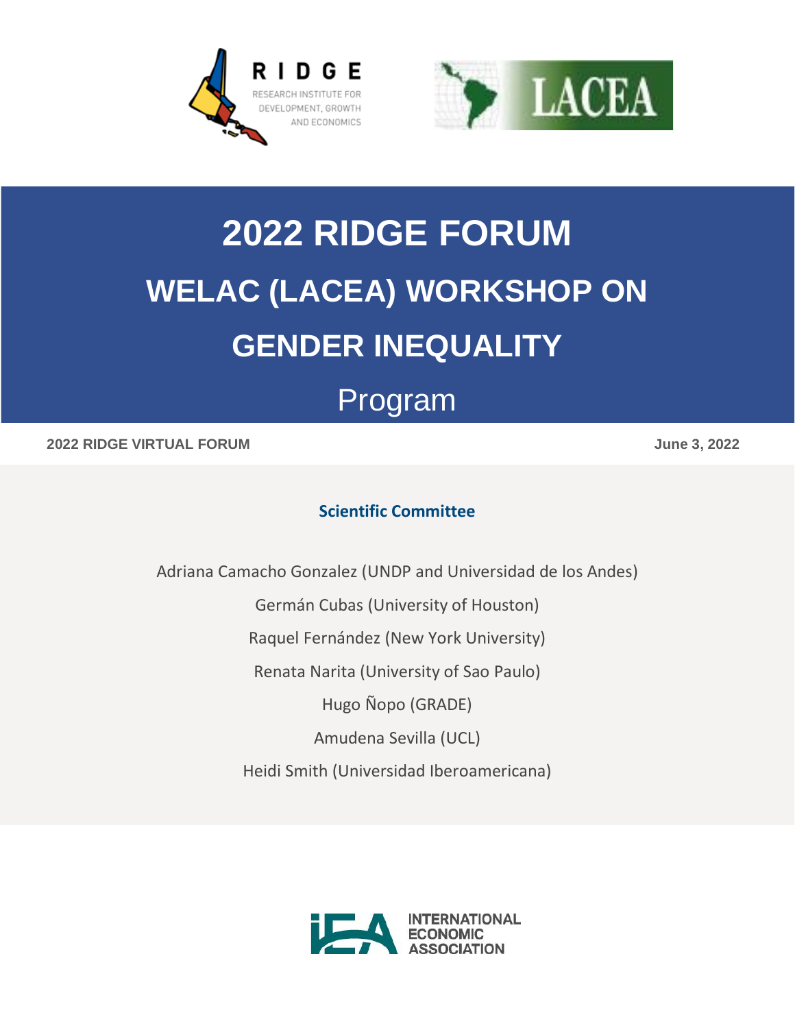RIDGE

RESEARCH INSTITUTE FOR DEVELOPMENT, GROWTH AND ECONOMICS

LACEA

# 2022 RIDGE FORUM

# WELAC (LACEA) WORKSHOP ON GENDER INEQUALITY

## Program

**2022 RIDGE VIRTUAL FORUM** **June 3, 2022**

### Scientific Committee

Adriana Camacho Gonzalez (UNDP and Universidad de los Andes)

Germán Cubas (University of Houston)

Raquel Fernández (New York University)

Renata Narita (University of Sao Paulo)

Hugo Ñopo (GRADE)

Amudena Sevilla (UCL)

Heidi Smith (Universidad Iberoamericana)

INTERNATIONAL ECONOMIC ASSOCIATION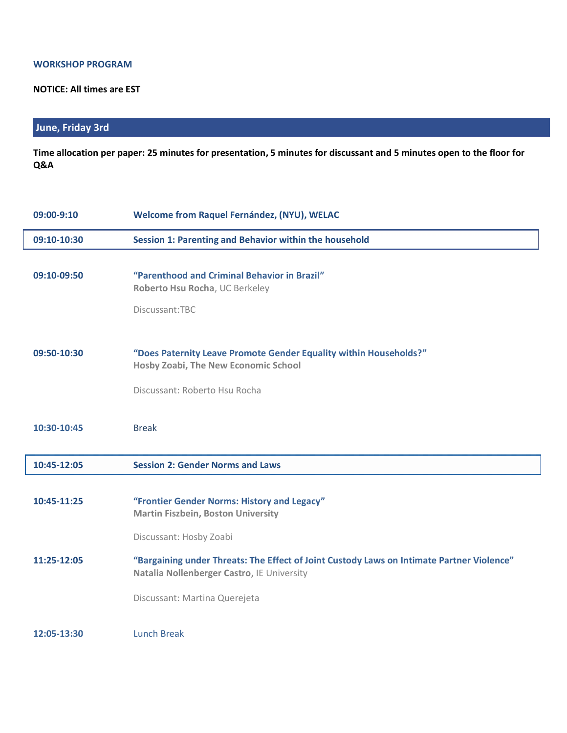**WORKSHOP PROGRAM**

**NOTICE: All times are EST**

## June, Friday 3rd

**Time allocation per paper: 25 minutes for presentation, 5 minutes for discussant and 5 minutes open to the floor for Q&A**

**09:00-9:10** — **Welcome from Raquel Fernández, (NYU), WELAC**

**09:10-10:30** — **Session 1: Parenting and Behavior within the household**

**09:10-09:50** — **"Parenthood and Criminal Behavior in Brazil"**
**Roberto Hsu Rocha**, UC Berkeley

Discussant:TBC

**09:50-10:30** — **"Does Paternity Leave Promote Gender Equality within Households?"**
**Hosby Zoabi, The New Economic School**

Discussant: Roberto Hsu Rocha

**10:30-10:45** — Break

**10:45-12:05** — **Session 2: Gender Norms and Laws**

**10:45-11:25** — **"Frontier Gender Norms: History and Legacy"**
**Martin Fiszbein, Boston University**

Discussant: Hosby Zoabi

**11:25-12:05** — **"Bargaining under Threats: The Effect of Joint Custody Laws on Intimate Partner Violence"**
**Natalia Nollenberger Castro,** IE University

Discussant: Martina Querejeta

**12:05-13:30** — Lunch Break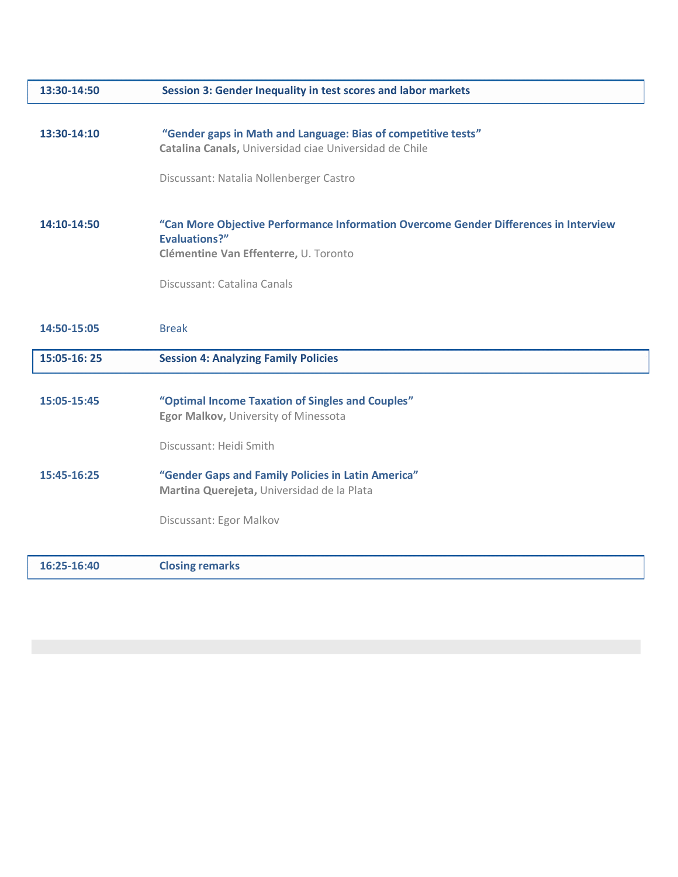| | |
|---|---|
| **13:30-14:50** | **Session 3: Gender Inequality in test scores and labor markets** |
| **13:30-14:10** | **"Gender gaps in Math and Language: Bias of competitive tests"**<br>**Catalina Canals,** Universidad ciae Universidad de Chile<br><br>Discussant: Natalia Nollenberger Castro |
| **14:10-14:50** | **"Can More Objective Performance Information Overcome Gender Differences in Interview Evaluations?"**<br>**Clémentine Van Effenterre,** U. Toronto<br><br>Discussant: Catalina Canals |
| **14:50-15:05** | Break |
| **15:05-16: 25** | **Session 4: Analyzing Family Policies** |
| **15:05-15:45** | **"Optimal Income Taxation of Singles and Couples"**<br>**Egor Malkov,** University of Minessota<br><br>Discussant: Heidi Smith |
| **15:45-16:25** | **"Gender Gaps and Family Policies in Latin America"**<br>**Martina Querejeta,** Universidad de la Plata<br><br>Discussant: Egor Malkov |
| **16:25-16:40** | **Closing remarks** |